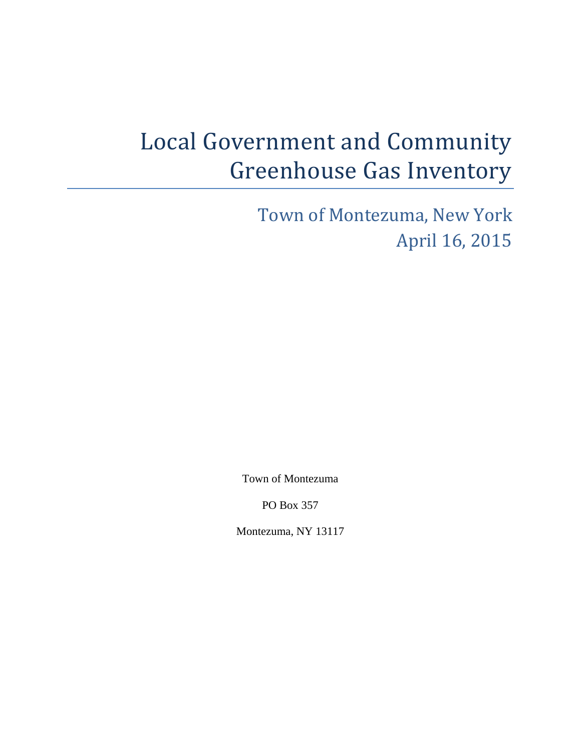# Local Government and Community Greenhouse Gas Inventory

## Town of Montezuma, New York
## April 16, 2015

Town of Montezuma

PO Box 357

Montezuma, NY 13117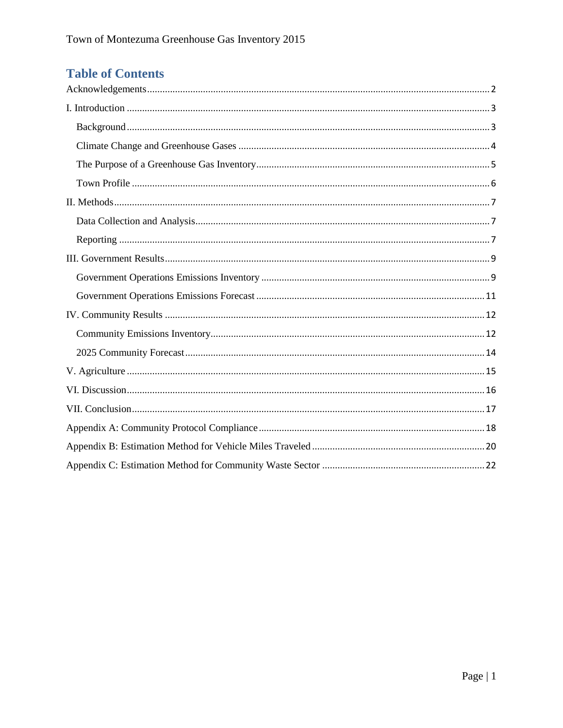# Table of Contents

Acknowledgements ..... 2

I. Introduction ..... 3

- Background ..... 3
- Climate Change and Greenhouse Gases ..... 4
- The Purpose of a Greenhouse Gas Inventory ..... 5
- Town Profile ..... 6

II. Methods ..... 7

- Data Collection and Analysis ..... 7
- Reporting ..... 7

III. Government Results ..... 9

- Government Operations Emissions Inventory ..... 9
- Government Operations Emissions Forecast ..... 11

IV. Community Results ..... 12

- Community Emissions Inventory ..... 12
- 2025 Community Forecast ..... 14

V. Agriculture ..... 15

VI. Discussion ..... 16

VII. Conclusion ..... 17

Appendix A: Community Protocol Compliance ..... 18

Appendix B: Estimation Method for Vehicle Miles Traveled ..... 20

Appendix C: Estimation Method for Community Waste Sector ..... 22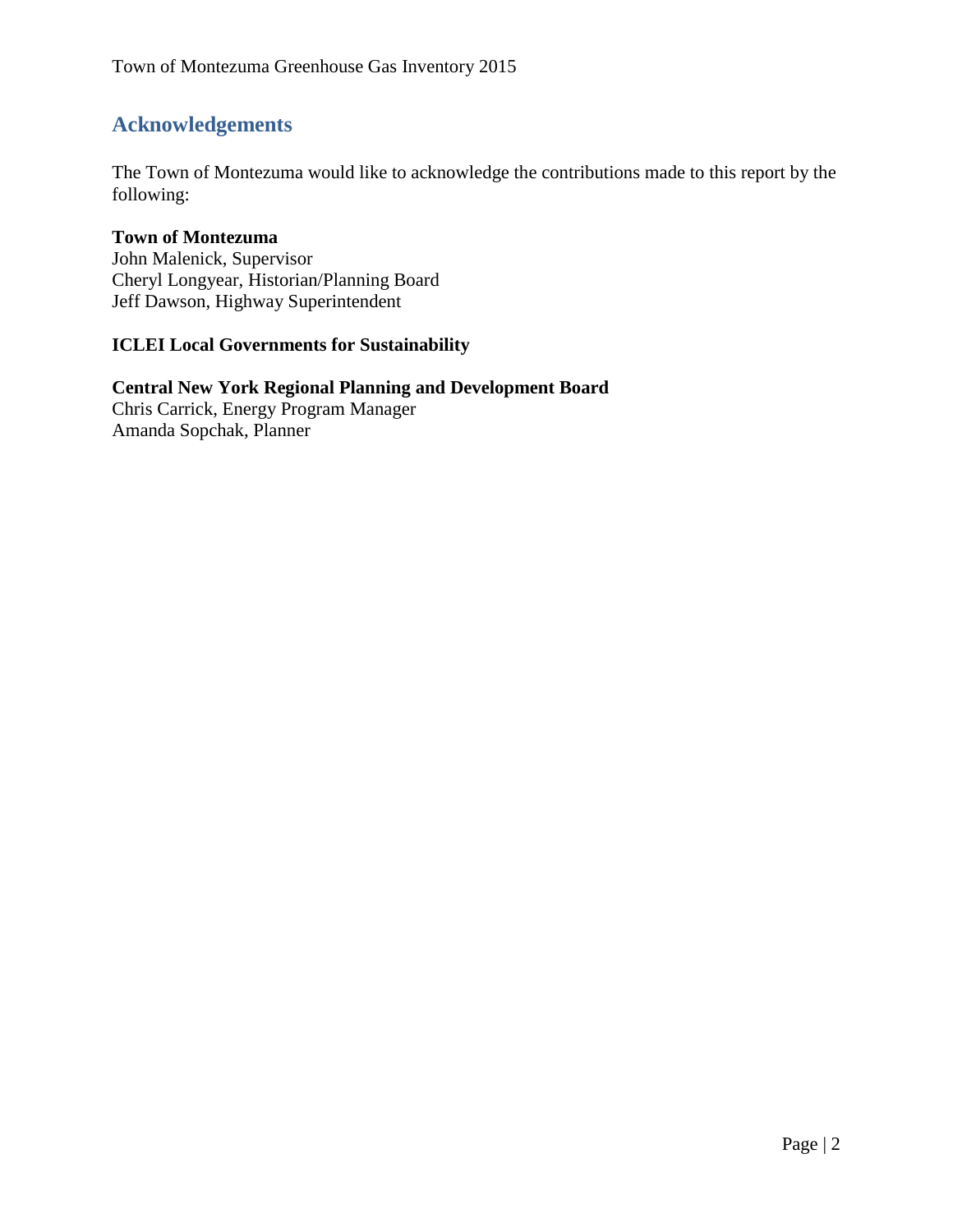## Acknowledgements

The Town of Montezuma would like to acknowledge the contributions made to this report by the following:

**Town of Montezuma**
John Malenick, Supervisor
Cheryl Longyear, Historian/Planning Board
Jeff Dawson, Highway Superintendent

**ICLEI Local Governments for Sustainability**

**Central New York Regional Planning and Development Board**
Chris Carrick, Energy Program Manager
Amanda Sopchak, Planner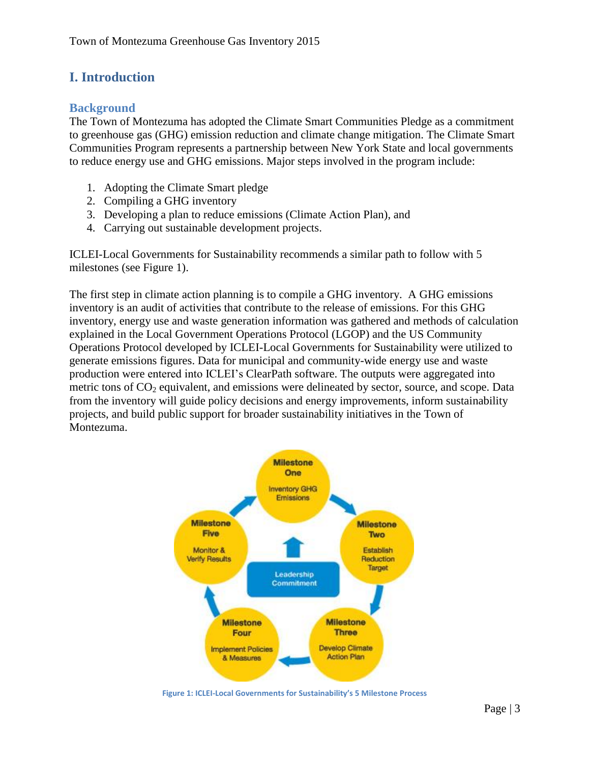# I. Introduction

## Background

The Town of Montezuma has adopted the Climate Smart Communities Pledge as a commitment to greenhouse gas (GHG) emission reduction and climate change mitigation. The Climate Smart Communities Program represents a partnership between New York State and local governments to reduce energy use and GHG emissions. Major steps involved in the program include:

1. Adopting the Climate Smart pledge
2. Compiling a GHG inventory
3. Developing a plan to reduce emissions (Climate Action Plan), and
4. Carrying out sustainable development projects.

ICLEI-Local Governments for Sustainability recommends a similar path to follow with 5 milestones (see Figure 1).

The first step in climate action planning is to compile a GHG inventory. A GHG emissions inventory is an audit of activities that contribute to the release of emissions. For this GHG inventory, energy use and waste generation information was gathered and methods of calculation explained in the Local Government Operations Protocol (LGOP) and the US Community Operations Protocol developed by ICLEI-Local Governments for Sustainability were utilized to generate emissions figures. Data for municipal and community-wide energy use and waste production were entered into ICLEI's ClearPath software. The outputs were aggregated into metric tons of $CO_2$ equivalent, and emissions were delineated by sector, source, and scope. Data from the inventory will guide policy decisions and energy improvements, inform sustainability projects, and build public support for broader sustainability initiatives in the Town of Montezuma.

Milestone One: Inventory GHG Emissions
Milestone Two: Establish Reduction Target
Milestone Three: Develop Climate Action Plan
Milestone Four: Implement Policies & Measures
Milestone Five: Monitor & Verify Results
Leadership Commitment

Figure 1: ICLEI-Local Governments for Sustainability's 5 Milestone Process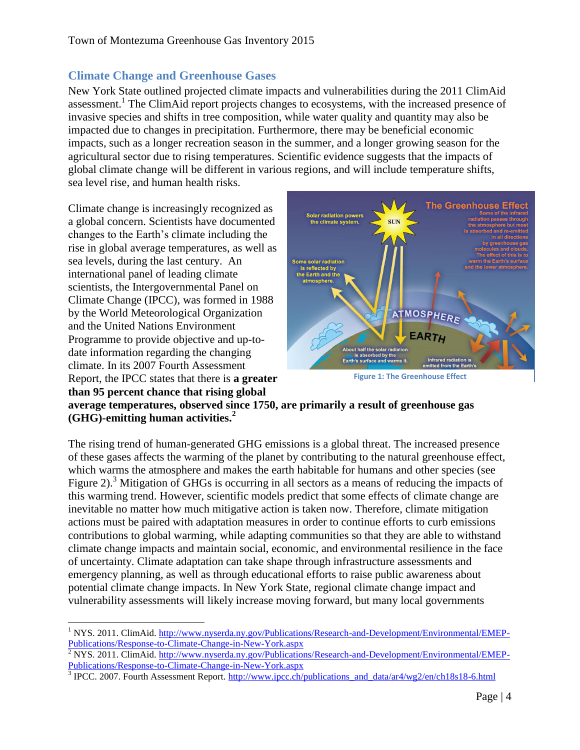## Climate Change and Greenhouse Gases

New York State outlined projected climate impacts and vulnerabilities during the 2011 ClimAid assessment.[1] The ClimAid report projects changes to ecosystems, with the increased presence of invasive species and shifts in tree composition, while water quality and quantity may also be impacted due to changes in precipitation. Furthermore, there may be beneficial economic impacts, such as a longer recreation season in the summer, and a longer growing season for the agricultural sector due to rising temperatures. Scientific evidence suggests that the impacts of global climate change will be different in various regions, and will include temperature shifts, sea level rise, and human health risks.

Climate change is increasingly recognized as a global concern. Scientists have documented changes to the Earth's climate including the rise in global average temperatures, as well as sea levels, during the last century. An international panel of leading climate scientists, the Intergovernmental Panel on Climate Change (IPCC), was formed in 1988 by the World Meteorological Organization and the United Nations Environment Programme to provide objective and up-to-date information regarding the changing climate. In its 2007 Fourth Assessment Report, the IPCC states that there is **a greater than 95 percent chance that rising global average temperatures, observed since 1750, are primarily a result of greenhouse gas (GHG)-emitting human activities.**[2]

Figure 1: The Greenhouse Effect

The rising trend of human-generated GHG emissions is a global threat. The increased presence of these gases affects the warming of the planet by contributing to the natural greenhouse effect, which warms the atmosphere and makes the earth habitable for humans and other species (see Figure 2).[3] Mitigation of GHGs is occurring in all sectors as a means of reducing the impacts of this warming trend. However, scientific models predict that some effects of climate change are inevitable no matter how much mitigative action is taken now. Therefore, climate mitigation actions must be paired with adaptation measures in order to continue efforts to curb emissions contributions to global warming, while adapting communities so that they are able to withstand climate change impacts and maintain social, economic, and environmental resilience in the face of uncertainty. Climate adaptation can take shape through infrastructure assessments and emergency planning, as well as through educational efforts to raise public awareness about potential climate change impacts. In New York State, regional climate change impact and vulnerability assessments will likely increase moving forward, but many local governments

---

[1] NYS. 2011. ClimAid. http://www.nyserda.ny.gov/Publications/Research-and-Development/Environmental/EMEP-Publications/Response-to-Climate-Change-in-New-York.aspx

[2] NYS. 2011. ClimAid. http://www.nyserda.ny.gov/Publications/Research-and-Development/Environmental/EMEP-Publications/Response-to-Climate-Change-in-New-York.aspx

[3] IPCC. 2007. Fourth Assessment Report. http://www.ipcc.ch/publications_and_data/ar4/wg2/en/ch18s18-6.html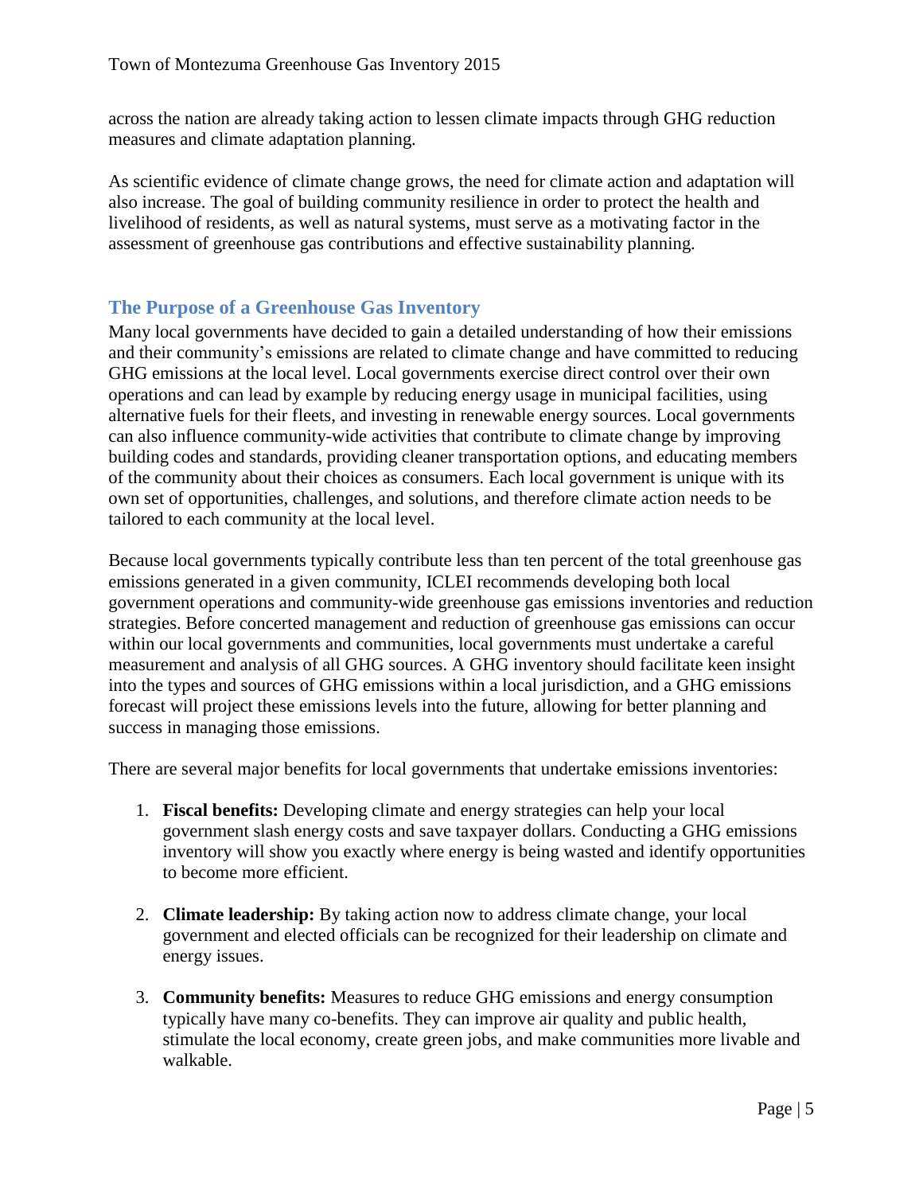across the nation are already taking action to lessen climate impacts through GHG reduction measures and climate adaptation planning.

As scientific evidence of climate change grows, the need for climate action and adaptation will also increase. The goal of building community resilience in order to protect the health and livelihood of residents, as well as natural systems, must serve as a motivating factor in the assessment of greenhouse gas contributions and effective sustainability planning.

## The Purpose of a Greenhouse Gas Inventory

Many local governments have decided to gain a detailed understanding of how their emissions and their community's emissions are related to climate change and have committed to reducing GHG emissions at the local level. Local governments exercise direct control over their own operations and can lead by example by reducing energy usage in municipal facilities, using alternative fuels for their fleets, and investing in renewable energy sources. Local governments can also influence community-wide activities that contribute to climate change by improving building codes and standards, providing cleaner transportation options, and educating members of the community about their choices as consumers. Each local government is unique with its own set of opportunities, challenges, and solutions, and therefore climate action needs to be tailored to each community at the local level.

Because local governments typically contribute less than ten percent of the total greenhouse gas emissions generated in a given community, ICLEI recommends developing both local government operations and community-wide greenhouse gas emissions inventories and reduction strategies. Before concerted management and reduction of greenhouse gas emissions can occur within our local governments and communities, local governments must undertake a careful measurement and analysis of all GHG sources. A GHG inventory should facilitate keen insight into the types and sources of GHG emissions within a local jurisdiction, and a GHG emissions forecast will project these emissions levels into the future, allowing for better planning and success in managing those emissions.

There are several major benefits for local governments that undertake emissions inventories:

1. **Fiscal benefits:** Developing climate and energy strategies can help your local government slash energy costs and save taxpayer dollars. Conducting a GHG emissions inventory will show you exactly where energy is being wasted and identify opportunities to become more efficient.

2. **Climate leadership:** By taking action now to address climate change, your local government and elected officials can be recognized for their leadership on climate and energy issues.

3. **Community benefits:** Measures to reduce GHG emissions and energy consumption typically have many co-benefits. They can improve air quality and public health, stimulate the local economy, create green jobs, and make communities more livable and walkable.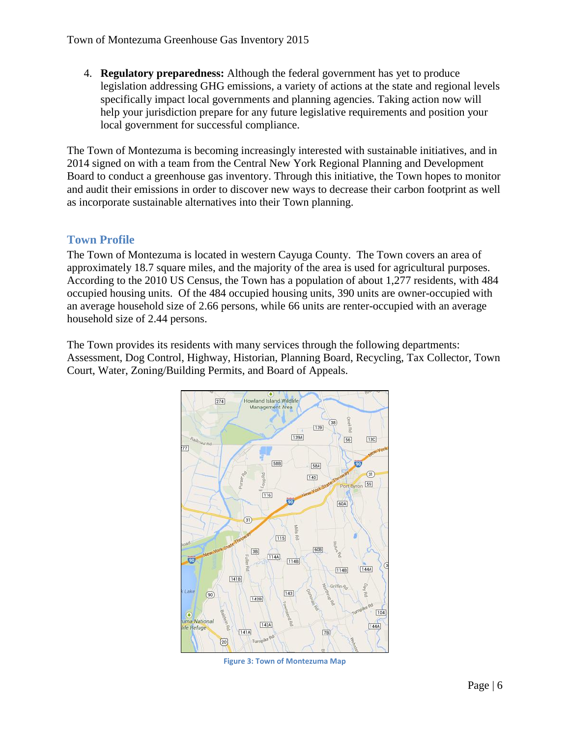4. **Regulatory preparedness:** Although the federal government has yet to produce legislation addressing GHG emissions, a variety of actions at the state and regional levels specifically impact local governments and planning agencies. Taking action now will help your jurisdiction prepare for any future legislative requirements and position your local government for successful compliance.

The Town of Montezuma is becoming increasingly interested with sustainable initiatives, and in 2014 signed on with a team from the Central New York Regional Planning and Development Board to conduct a greenhouse gas inventory. Through this initiative, the Town hopes to monitor and audit their emissions in order to discover new ways to decrease their carbon footprint as well as incorporate sustainable alternatives into their Town planning.

## Town Profile

The Town of Montezuma is located in western Cayuga County. The Town covers an area of approximately 18.7 square miles, and the majority of the area is used for agricultural purposes. According to the 2010 US Census, the Town has a population of about 1,277 residents, with 484 occupied housing units. Of the 484 occupied housing units, 390 units are owner-occupied with an average household size of 2.66 persons, while 66 units are renter-occupied with an average household size of 2.44 persons.

The Town provides its residents with many services through the following departments: Assessment, Dog Control, Highway, Historian, Planning Board, Recycling, Tax Collector, Town Court, Water, Zoning/Building Permits, and Board of Appeals.

Figure 3: Town of Montezuma Map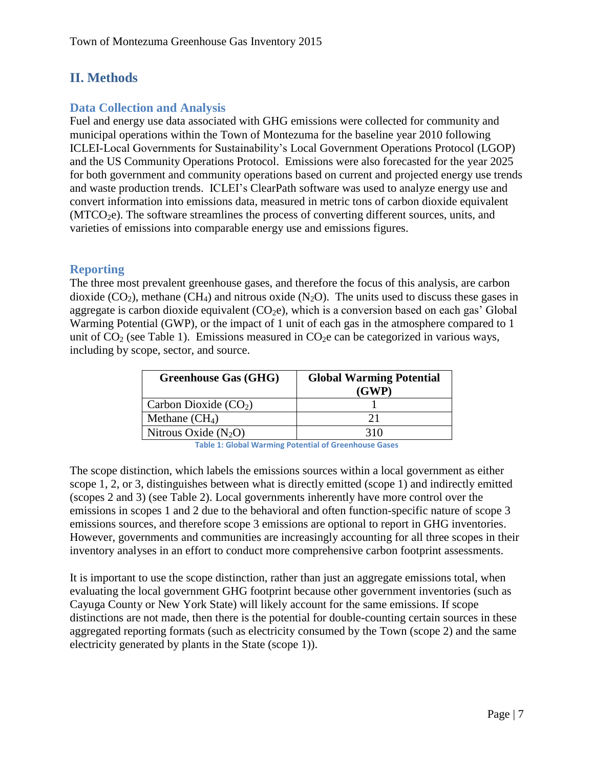## II. Methods

### Data Collection and Analysis

Fuel and energy use data associated with GHG emissions were collected for community and municipal operations within the Town of Montezuma for the baseline year 2010 following ICLEI-Local Governments for Sustainability's Local Government Operations Protocol (LGOP) and the US Community Operations Protocol. Emissions were also forecasted for the year 2025 for both government and community operations based on current and projected energy use trends and waste production trends. ICLEI's ClearPath software was used to analyze energy use and convert information into emissions data, measured in metric tons of carbon dioxide equivalent ($MTCO_2e$). The software streamlines the process of converting different sources, units, and varieties of emissions into comparable energy use and emissions figures.

### Reporting

The three most prevalent greenhouse gases, and therefore the focus of this analysis, are carbon dioxide ($CO_2$), methane ($CH_4$) and nitrous oxide ($N_2O$). The units used to discuss these gases in aggregate is carbon dioxide equivalent ($CO_2e$), which is a conversion based on each gas' Global Warming Potential (GWP), or the impact of 1 unit of each gas in the atmosphere compared to 1 unit of $CO_2$ (see Table 1). Emissions measured in $CO_2e$ can be categorized in various ways, including by scope, sector, and source.

| Greenhouse Gas (GHG) | Global Warming Potential (GWP) |
|---|---|
| Carbon Dioxide ($CO_2$) | 1 |
| Methane ($CH_4$) | 21 |
| Nitrous Oxide ($N_2O$) | 310 |

**Table 1: Global Warming Potential of Greenhouse Gases**

The scope distinction, which labels the emissions sources within a local government as either scope 1, 2, or 3, distinguishes between what is directly emitted (scope 1) and indirectly emitted (scopes 2 and 3) (see Table 2). Local governments inherently have more control over the emissions in scopes 1 and 2 due to the behavioral and often function-specific nature of scope 3 emissions sources, and therefore scope 3 emissions are optional to report in GHG inventories. However, governments and communities are increasingly accounting for all three scopes in their inventory analyses in an effort to conduct more comprehensive carbon footprint assessments.

It is important to use the scope distinction, rather than just an aggregate emissions total, when evaluating the local government GHG footprint because other government inventories (such as Cayuga County or New York State) will likely account for the same emissions. If scope distinctions are not made, then there is the potential for double-counting certain sources in these aggregated reporting formats (such as electricity consumed by the Town (scope 2) and the same electricity generated by plants in the State (scope 1)).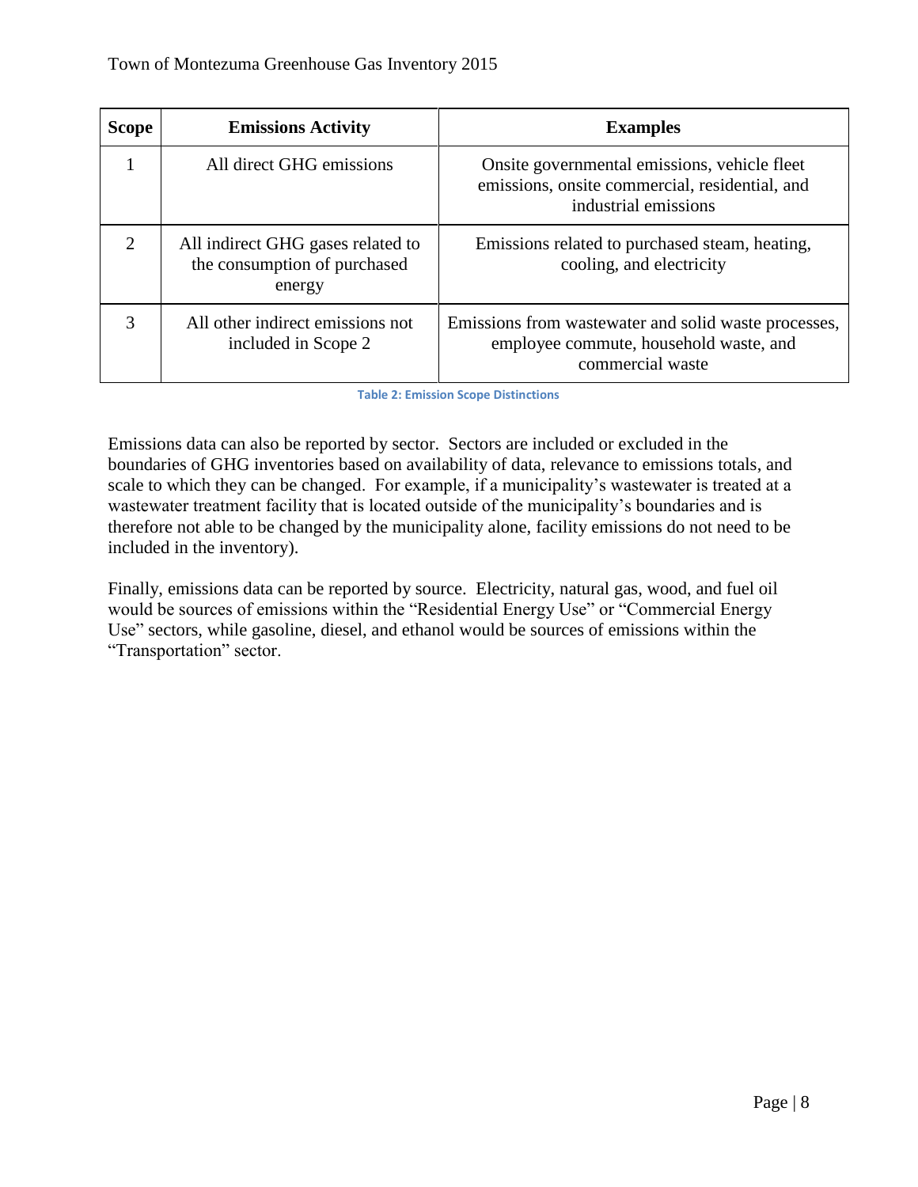| Scope | Emissions Activity | Examples |
|---|---|---|
| 1 | All direct GHG emissions | Onsite governmental emissions, vehicle fleet emissions, onsite commercial, residential, and industrial emissions |
| 2 | All indirect GHG gases related to the consumption of purchased energy | Emissions related to purchased steam, heating, cooling, and electricity |
| 3 | All other indirect emissions not included in Scope 2 | Emissions from wastewater and solid waste processes, employee commute, household waste, and commercial waste |

Table 2: Emission Scope Distinctions

Emissions data can also be reported by sector. Sectors are included or excluded in the boundaries of GHG inventories based on availability of data, relevance to emissions totals, and scale to which they can be changed. For example, if a municipality's wastewater is treated at a wastewater treatment facility that is located outside of the municipality's boundaries and is therefore not able to be changed by the municipality alone, facility emissions do not need to be included in the inventory).

Finally, emissions data can be reported by source. Electricity, natural gas, wood, and fuel oil would be sources of emissions within the "Residential Energy Use" or "Commercial Energy Use" sectors, while gasoline, diesel, and ethanol would be sources of emissions within the "Transportation" sector.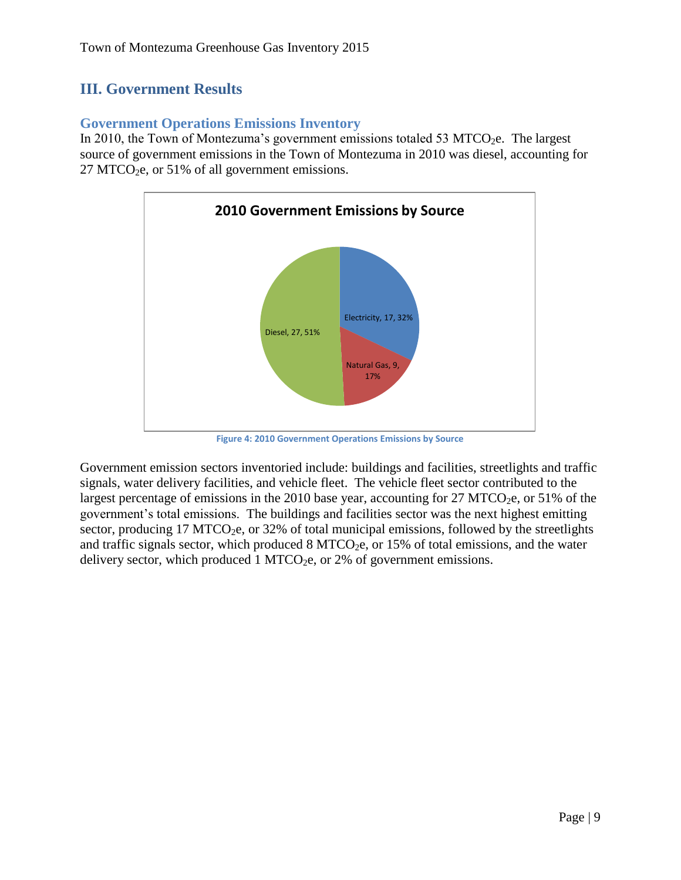## III. Government Results

### Government Operations Emissions Inventory

In 2010, the Town of Montezuma's government emissions totaled 53 $MTCO_2e$. The largest source of government emissions in the Town of Montezuma in 2010 was diesel, accounting for 27 $MTCO_2e$, or 51% of all government emissions.

**2010 Government Emissions by Source**

| Source | $MTCO_2e$ | Percentage |
| --- | --- | --- |
| Electricity | 17 | 32% |
| Natural Gas | 9 | 17% |
| Diesel | 27 | 51% |

Figure 4: 2010 Government Operations Emissions by Source

Government emission sectors inventoried include: buildings and facilities, streetlights and traffic signals, water delivery facilities, and vehicle fleet. The vehicle fleet sector contributed to the largest percentage of emissions in the 2010 base year, accounting for 27 $MTCO_2e$, or 51% of the government's total emissions. The buildings and facilities sector was the next highest emitting sector, producing 17 $MTCO_2e$, or 32% of total municipal emissions, followed by the streetlights and traffic signals sector, which produced 8 $MTCO_2e$, or 15% of total emissions, and the water delivery sector, which produced 1 $MTCO_2e$, or 2% of government emissions.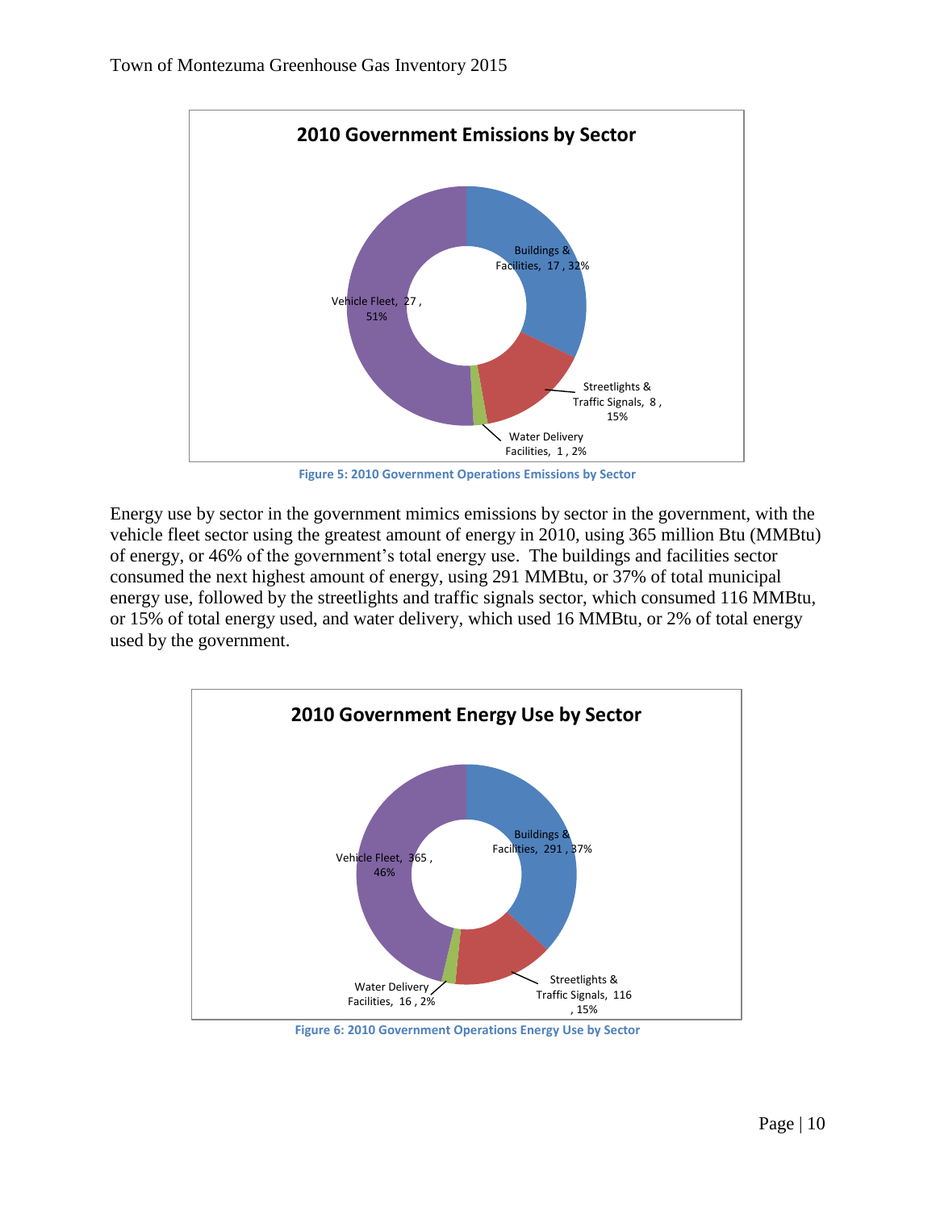Figure 5: 2010 Government Operations Emissions by Sector

Energy use by sector in the government mimics emissions by sector in the government, with the vehicle fleet sector using the greatest amount of energy in 2010, using 365 million Btu (MMBtu) of energy, or 46% of the government's total energy use. The buildings and facilities sector consumed the next highest amount of energy, using 291 MMBtu, or 37% of total municipal energy use, followed by the streetlights and traffic signals sector, which consumed 116 MMBtu, or 15% of total energy used, and water delivery, which used 16 MMBtu, or 2% of total energy used by the government.

Figure 6: 2010 Government Operations Energy Use by Sector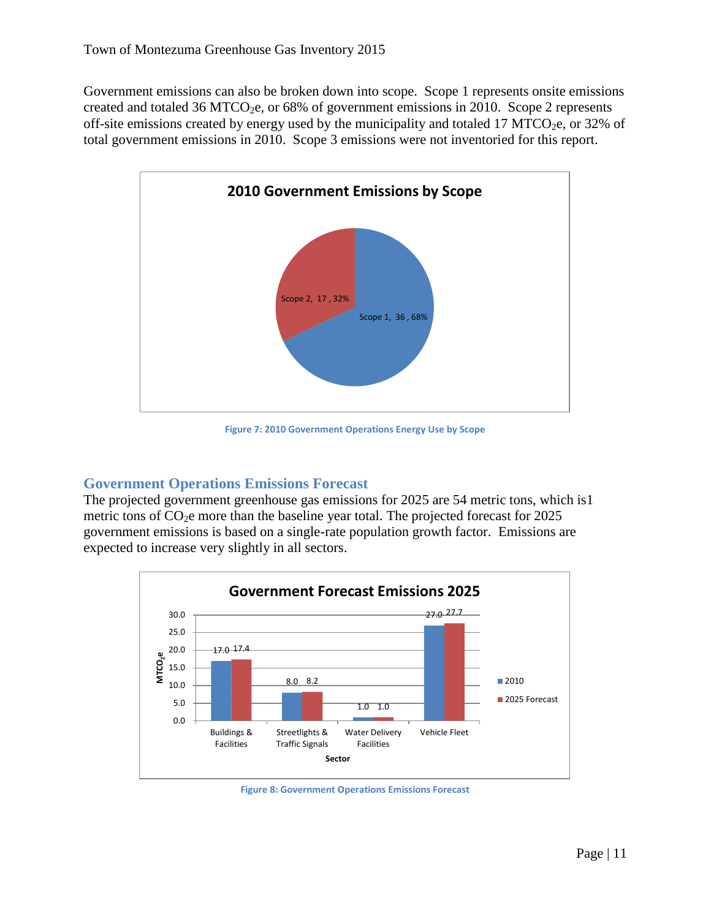Government emissions can also be broken down into scope. Scope 1 represents onsite emissions created and totaled 36 $MTCO_2e$, or 68% of government emissions in 2010. Scope 2 represents off-site emissions created by energy used by the municipality and totaled 17 $MTCO_2e$, or 32% of total government emissions in 2010. Scope 3 emissions were not inventoried for this report.

**2010 Government Emissions by Scope**

| Scope | $MTCO_2e$ | Percent |
|---|---|---|
| Scope 1 | 36 | 68% |
| Scope 2 | 17 | 32% |

Figure 7: 2010 Government Operations Energy Use by Scope

## Government Operations Emissions Forecast

The projected government greenhouse gas emissions for 2025 are 54 metric tons, which is1 metric tons of $CO_2e$ more than the baseline year total. The projected forecast for 2025 government emissions is based on a single-rate population growth factor. Emissions are expected to increase very slightly in all sectors.

**Government Forecast Emissions 2025**

| Sector | 2010 ($MTCO_2e$) | 2025 Forecast ($MTCO_2e$) |
|---|---|---|
| Buildings & Facilities | 17.0 | 17.4 |
| Streetlights & Traffic Signals | 8.0 | 8.2 |
| Water Delivery Facilities | 1.0 | 1.0 |
| Vehicle Fleet | 27.0 | 27.7 |

Figure 8: Government Operations Emissions Forecast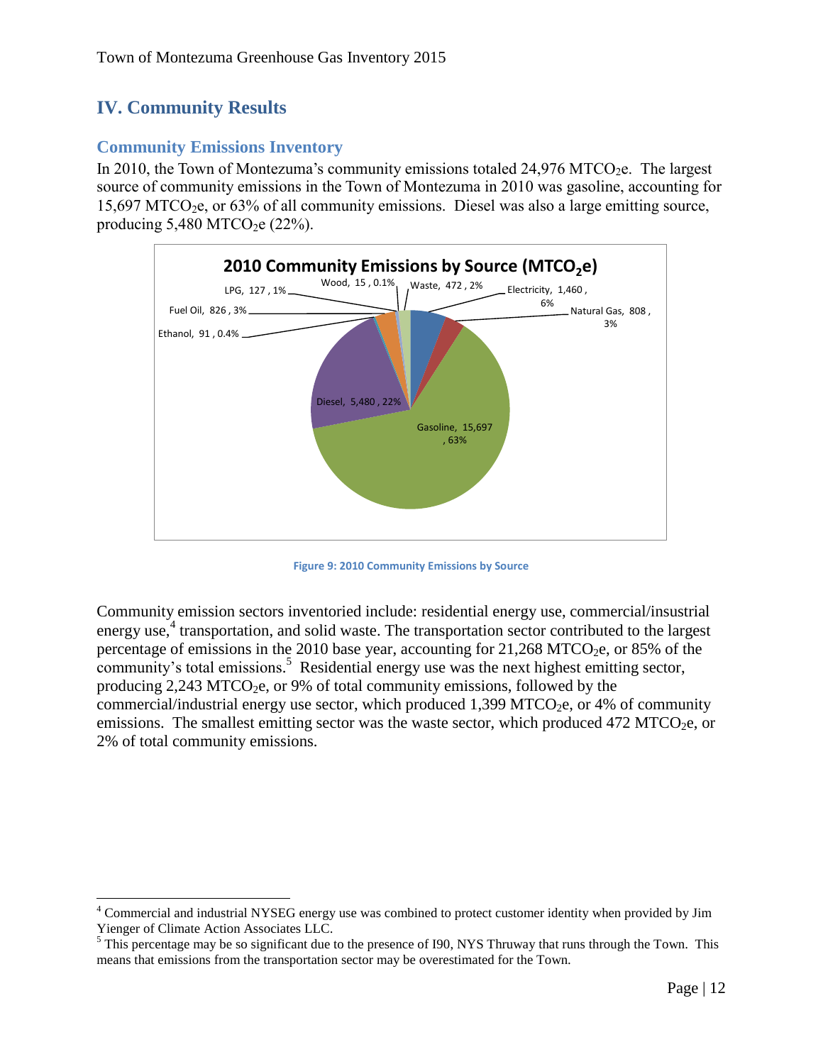## IV. Community Results

### Community Emissions Inventory

In 2010, the Town of Montezuma's community emissions totaled 24,976 $MTCO_2e$. The largest source of community emissions in the Town of Montezuma in 2010 was gasoline, accounting for 15,697 $MTCO_2e$, or 63% of all community emissions. Diesel was also a large emitting source, producing 5,480 $MTCO_2e$ (22%).

**2010 Community Emissions by Source ($MTCO_2e$)**

| Source | $MTCO_2e$ | Percent |
|---|---|---|
| Gasoline | 15,697 | 63% |
| Diesel | 5,480 | 22% |
| Electricity | 1,460 | 6% |
| Fuel Oil | 826 | 3% |
| Natural Gas | 808 | 3% |
| Waste | 472 | 2% |
| LPG | 127 | 1% |
| Ethanol | 91 | 0.4% |
| Wood | 15 | 0.1% |

Figure 9: 2010 Community Emissions by Source

Community emission sectors inventoried include: residential energy use, commercial/insustrial energy use,[4] transportation, and solid waste. The transportation sector contributed to the largest percentage of emissions in the 2010 base year, accounting for 21,268 $MTCO_2e$, or 85% of the community's total emissions.[5] Residential energy use was the next highest emitting sector, producing 2,243 $MTCO_2e$, or 9% of total community emissions, followed by the commercial/industrial energy use sector, which produced 1,399 $MTCO_2e$, or 4% of community emissions. The smallest emitting sector was the waste sector, which produced 472 $MTCO_2e$, or 2% of total community emissions.

---

[4] Commercial and industrial NYSEG energy use was combined to protect customer identity when provided by Jim Yienger of Climate Action Associates LLC.

[5] This percentage may be so significant due to the presence of I90, NYS Thruway that runs through the Town. This means that emissions from the transportation sector may be overestimated for the Town.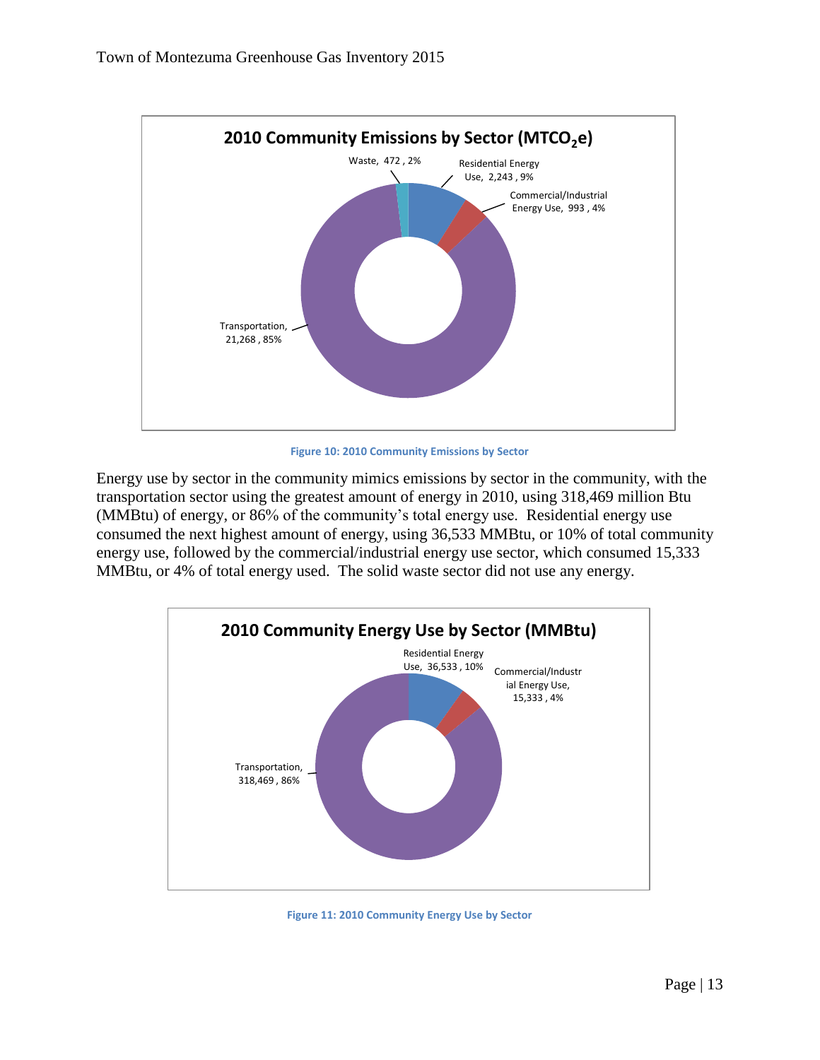Figure 10: 2010 Community Emissions by Sector

Energy use by sector in the community mimics emissions by sector in the community, with the transportation sector using the greatest amount of energy in 2010, using 318,469 million Btu (MMBtu) of energy, or 86% of the community's total energy use. Residential energy use consumed the next highest amount of energy, using 36,533 MMBtu, or 10% of total community energy use, followed by the commercial/industrial energy use sector, which consumed 15,333 MMBtu, or 4% of total energy used. The solid waste sector did not use any energy.

Figure 11: 2010 Community Energy Use by Sector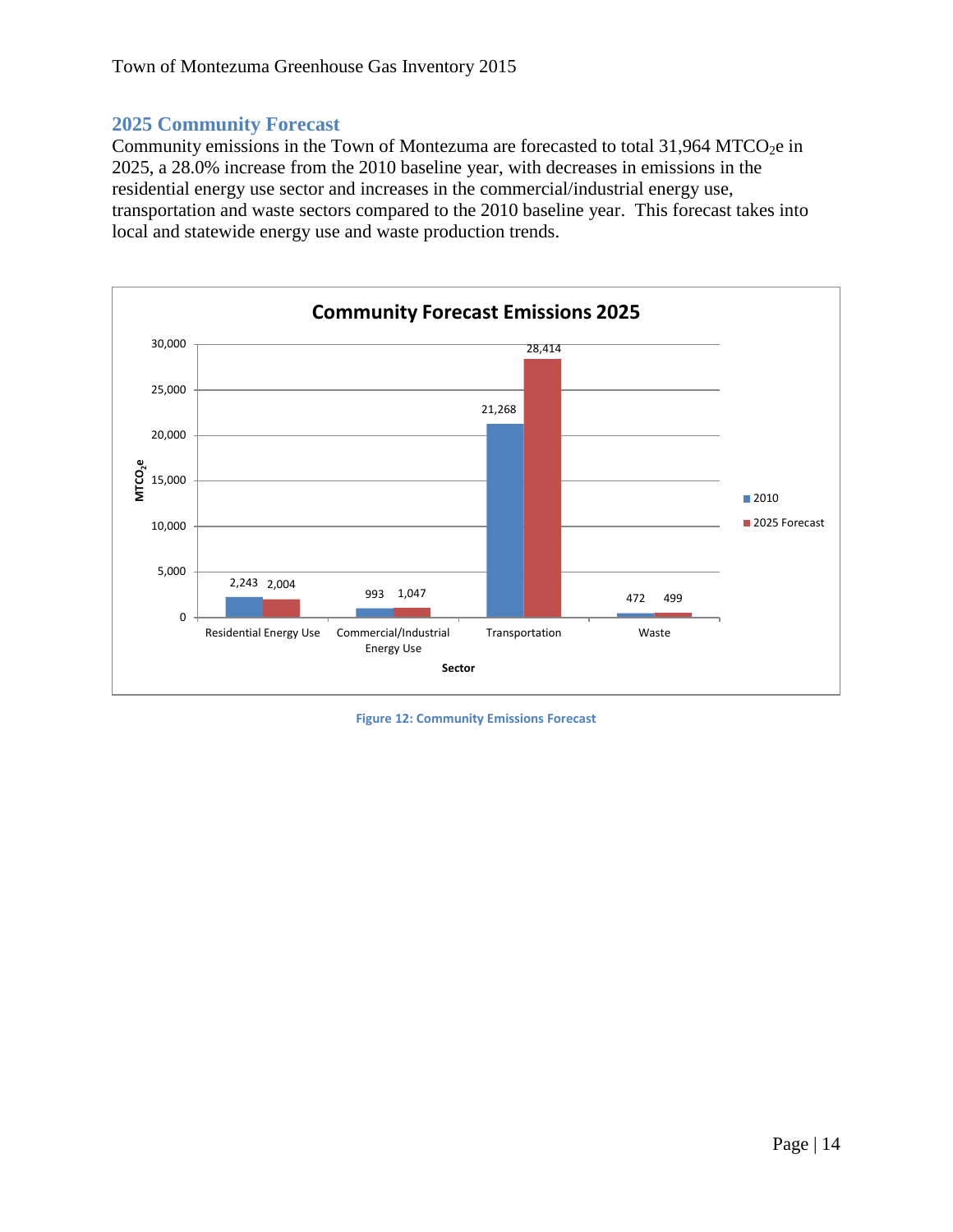## 2025 Community Forecast

Community emissions in the Town of Montezuma are forecasted to total 31,964 $MTCO_2e$ in 2025, a 28.0% increase from the 2010 baseline year, with decreases in emissions in the residential energy use sector and increases in the commercial/industrial energy use, transportation and waste sectors compared to the 2010 baseline year. This forecast takes into local and statewide energy use and waste production trends.

**Community Forecast Emissions 2025**

| Sector | 2010 | 2025 Forecast |
|---|---|---|
| Residential Energy Use | 2,243 | 2,004 |
| Commercial/Industrial Energy Use | 993 | 1,047 |
| Transportation | 21,268 | 28,414 |
| Waste | 472 | 499 |

Figure 12: Community Emissions Forecast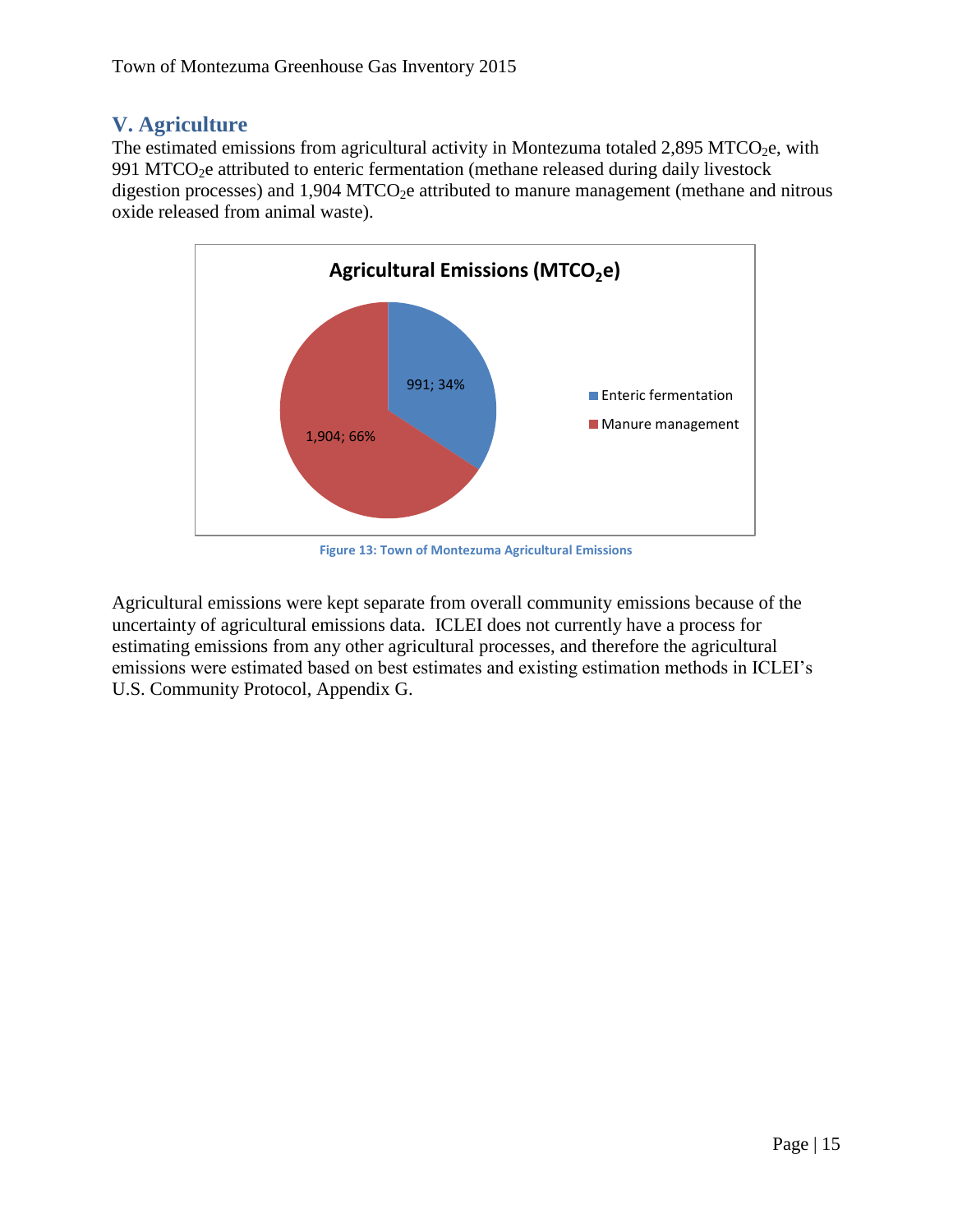## V. Agriculture

The estimated emissions from agricultural activity in Montezuma totaled 2,895 $MTCO_2e$, with 991 $MTCO_2e$ attributed to enteric fermentation (methane released during daily livestock digestion processes) and 1,904 $MTCO_2e$ attributed to manure management (methane and nitrous oxide released from animal waste).

Figure 13: Town of Montezuma Agricultural Emissions

Agricultural emissions were kept separate from overall community emissions because of the uncertainty of agricultural emissions data. ICLEI does not currently have a process for estimating emissions from any other agricultural processes, and therefore the agricultural emissions were estimated based on best estimates and existing estimation methods in ICLEI's U.S. Community Protocol, Appendix G.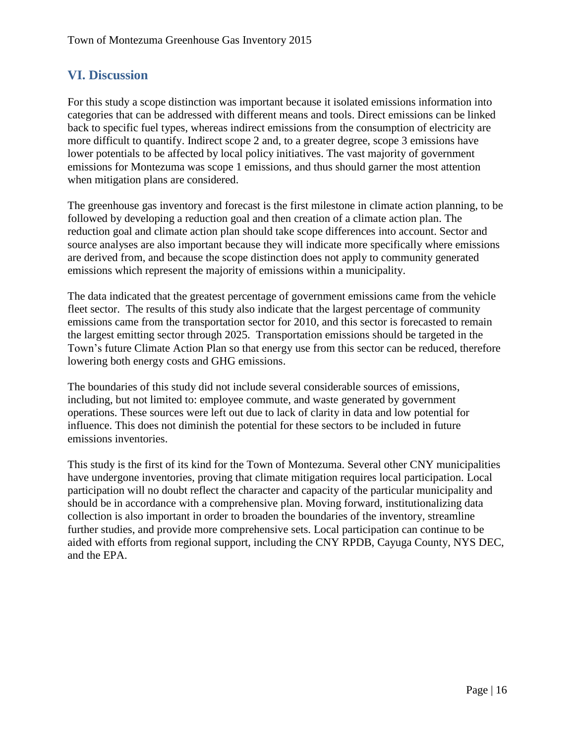## VI. Discussion

For this study a scope distinction was important because it isolated emissions information into categories that can be addressed with different means and tools. Direct emissions can be linked back to specific fuel types, whereas indirect emissions from the consumption of electricity are more difficult to quantify. Indirect scope 2 and, to a greater degree, scope 3 emissions have lower potentials to be affected by local policy initiatives. The vast majority of government emissions for Montezuma was scope 1 emissions, and thus should garner the most attention when mitigation plans are considered.

The greenhouse gas inventory and forecast is the first milestone in climate action planning, to be followed by developing a reduction goal and then creation of a climate action plan. The reduction goal and climate action plan should take scope differences into account. Sector and source analyses are also important because they will indicate more specifically where emissions are derived from, and because the scope distinction does not apply to community generated emissions which represent the majority of emissions within a municipality.

The data indicated that the greatest percentage of government emissions came from the vehicle fleet sector. The results of this study also indicate that the largest percentage of community emissions came from the transportation sector for 2010, and this sector is forecasted to remain the largest emitting sector through 2025. Transportation emissions should be targeted in the Town's future Climate Action Plan so that energy use from this sector can be reduced, therefore lowering both energy costs and GHG emissions.

The boundaries of this study did not include several considerable sources of emissions, including, but not limited to: employee commute, and waste generated by government operations. These sources were left out due to lack of clarity in data and low potential for influence. This does not diminish the potential for these sectors to be included in future emissions inventories.

This study is the first of its kind for the Town of Montezuma. Several other CNY municipalities have undergone inventories, proving that climate mitigation requires local participation. Local participation will no doubt reflect the character and capacity of the particular municipality and should be in accordance with a comprehensive plan. Moving forward, institutionalizing data collection is also important in order to broaden the boundaries of the inventory, streamline further studies, and provide more comprehensive sets. Local participation can continue to be aided with efforts from regional support, including the CNY RPDB, Cayuga County, NYS DEC, and the EPA.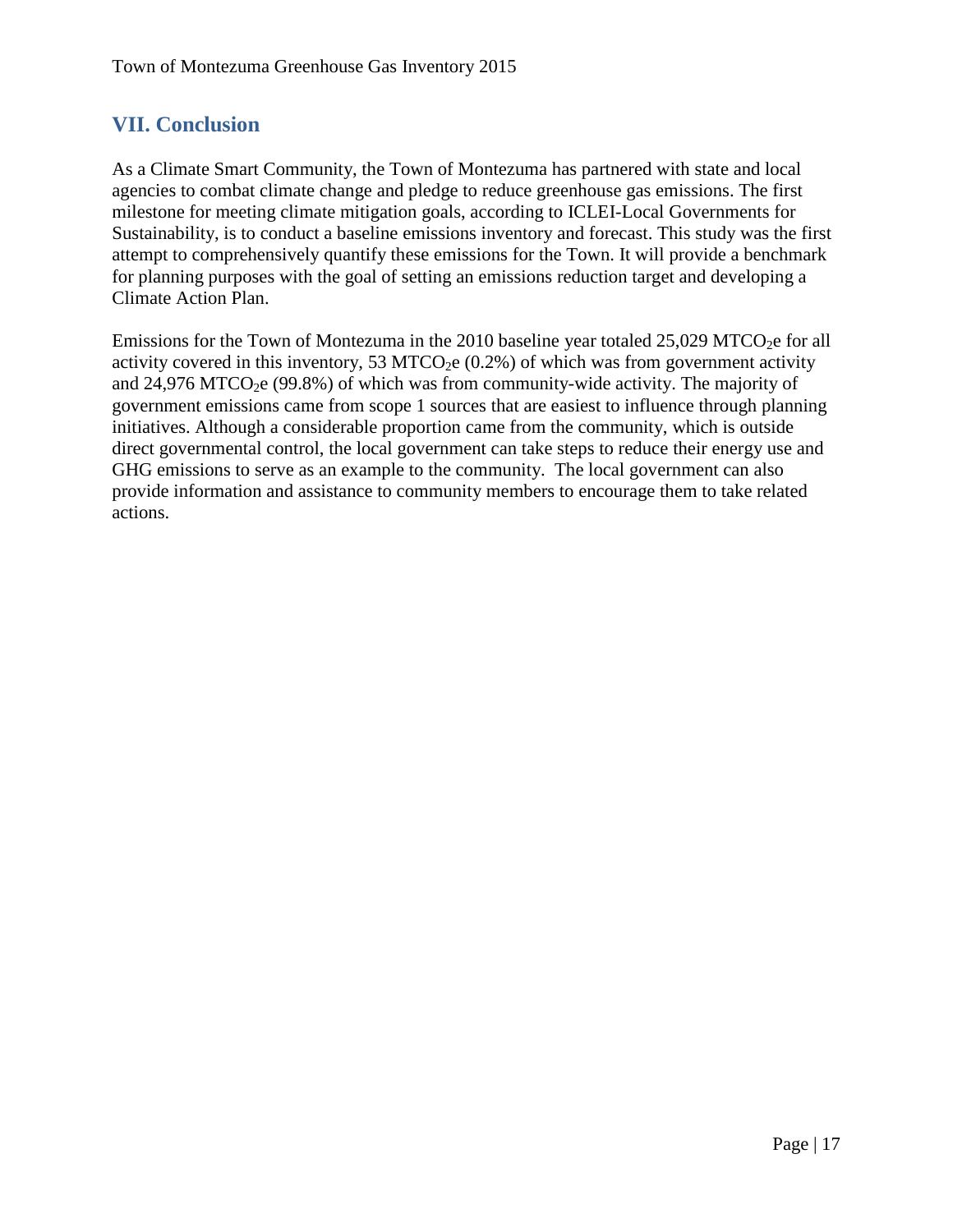## VII. Conclusion

As a Climate Smart Community, the Town of Montezuma has partnered with state and local agencies to combat climate change and pledge to reduce greenhouse gas emissions. The first milestone for meeting climate mitigation goals, according to ICLEI-Local Governments for Sustainability, is to conduct a baseline emissions inventory and forecast. This study was the first attempt to comprehensively quantify these emissions for the Town. It will provide a benchmark for planning purposes with the goal of setting an emissions reduction target and developing a Climate Action Plan.

Emissions for the Town of Montezuma in the 2010 baseline year totaled 25,029 $MTCO_2e$ for all activity covered in this inventory, 53 $MTCO_2e$ (0.2%) of which was from government activity and 24,976 $MTCO_2e$ (99.8%) of which was from community-wide activity. The majority of government emissions came from scope 1 sources that are easiest to influence through planning initiatives. Although a considerable proportion came from the community, which is outside direct governmental control, the local government can take steps to reduce their energy use and GHG emissions to serve as an example to the community. The local government can also provide information and assistance to community members to encourage them to take related actions.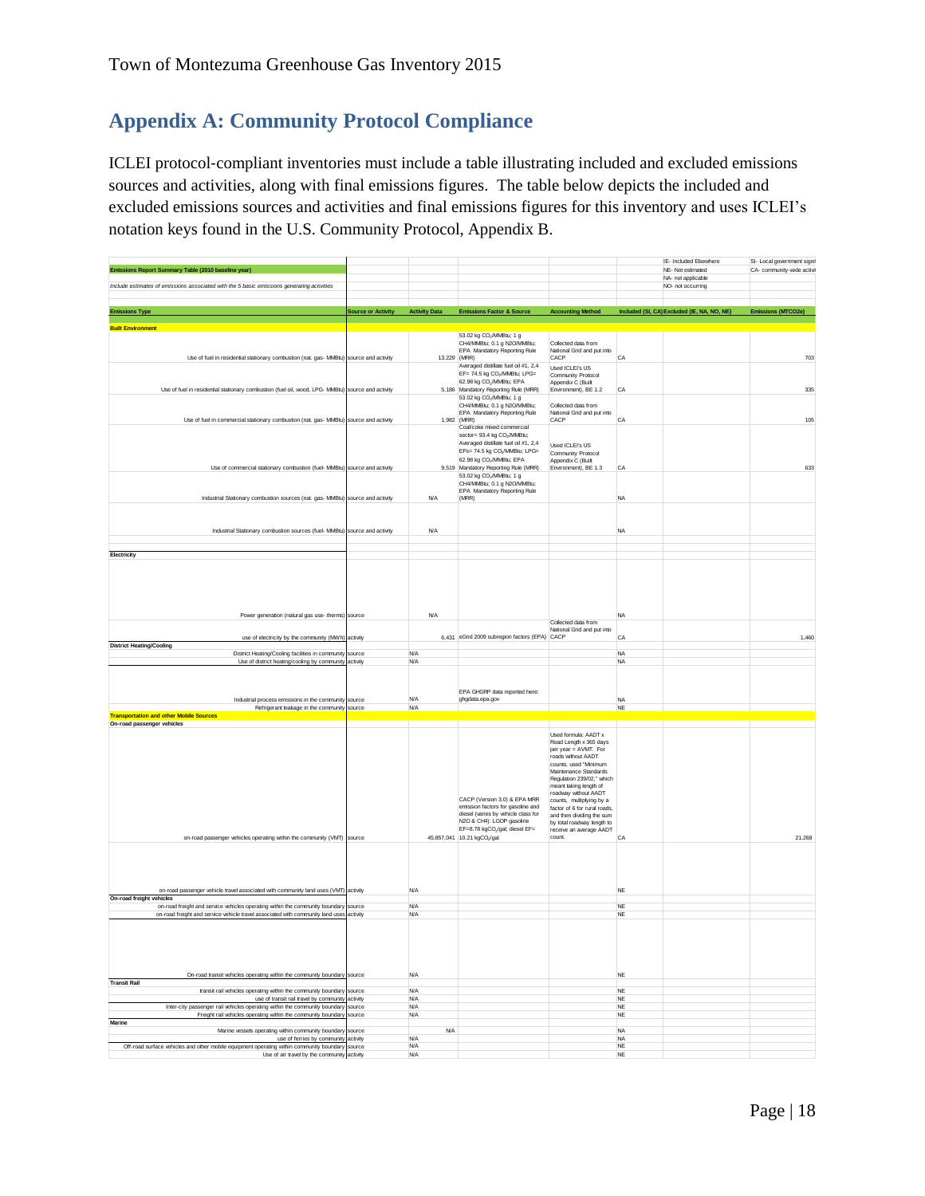# Appendix A: Community Protocol Compliance

ICLEI protocol-compliant inventories must include a table illustrating included and excluded emissions sources and activities, along with final emissions figures. The table below depicts the included and excluded emissions sources and activities and final emissions figures for this inventory and uses ICLEI's notation keys found in the U.S. Community Protocol, Appendix B.

| | | | | | | IE- Included Elsewhere | SI- Local government signi |
|---|---|---|---|---|---|---|---|
| **Emissions Report Summary Table (2010 baseline year)** | | | | | | NE- Not estimated | CA- community-wide activi |
| | | | | | | NA- not applicable | |
| *Include estimates of emissions associated with the 5 basic emissions generating activities* | | | | | | NO- not occurring | |
| **Emissions Type** | **Source or Activity** | **Activity Data** | **Emissions Factor & Source** | **Accounting Method** | **Included (SI, CA)** | **Excluded (IE, NA, NO, NE)** | **Emissions (MTCO2e)** |
| **Built Environment** | | | | | | | |
| Use of fuel in residential stationary combustion (nat. gas- MMBtu) | source and activity | 13,229 | 53.02 kg $CO_2$/MMBtu; 1 g CH4/MMBtu; 0.1 g N2O/MMBtu; EPA Mandatory Reporting Rule (MRR) | Collected data from National Grid and put into CACP | CA | | 703 |
| Use of fuel in residential stationary combustion (fuel oil, wood, LPG- MMBtu) | source and activity | 5,186 | Averaged distillate fuel oil #1, 2,4 EF= 74.5 kg $CO_2$/MMBtu; LPG= 62.98 kg $CO_2$/MMBtu; EPA Mandatory Reporting Rule (MRR) | Used ICLEI's US Community Protocol Appendix C (Built Environment), BE 1.2 | CA | | 335 |
| Use of fuel in commercial stationary combustion (nat. gas- MMBtu) | source and activity | 1,982 | 53.02 kg $CO_2$/MMBtu; 1 g CH4/MMBtu; 0.1 g N2O/MMBtu; EPA Mandatory Reporting Rule (MRR) | Collected data from National Grid and put into CACP | CA | | 105 |
| Use of commercial stationary combustion (fuel- MMBtu) | source and activity | 9,519 | Coal/coke mixed commercial sector= 93.4 kg $CO_2$/MMBtu; Averaged distillate fuel oil #1, 2,4 EFs= 74.5 kg $CO_2$/MMBtu; LPG= 62.98 kg $CO_2$/MMBtu; EPA Mandatory Reporting Rule (MRR) | Used ICLEI's US Community Protocol Appendix C (Built Environment), BE 1.3 | CA | | 633 |
| Industrial Stationary combustion sources (nat. gas- MMBtu) | source and activity | N/A | 53.02 kg $CO_2$/MMBtu; 1 g CH4/MMBtu; 0.1 g N2O/MMBtu; EPA Mandatory Reporting Rule (MRR) | | NA | | |
| Industrial Stationary combustion sources (fuel- MMBtu) | source and activity | N/A | | | NA | | |
| **Electricity** | | | | | | | |
| Power generation (natural gas use- therms) | source | N/A | | | NA | | |
| use of electricity by the community (MWh) | activity | 6,431 | eGrid 2009 subregion factors (EPA) | Collected data from National Grid and put into CACP | CA | | 1,460 |
| **District Heating/Cooling** | | | | | | | |
| District Heating/Cooling facilities in community | source | N/A | | | NA | | |
| Use of district heating/cooling by community | activity | N/A | | | NA | | |
| Industrial process emissions in the community | source | N/A | EPA GHGRP data reported here: ghgdata.epa.gov | | NA | | |
| Refrigerant leakage in the community | source | N/A | | | NE | | |
| **Transportation and other Mobile Sources** | | | | | | | |
| **On-road passenger vehicles** | | | | | | | |
| on-road passenger vehicles operating within the community (VMT) | source | 45,857,041 | CACP (Version 3.0) & EPA MRR emission factors for gasoline and diesel (varies by vehicle class for N2O & CH4): LGOP gasoline EF=8.78 kg$CO_2$/gal; diesel EF= 10.21 kg$CO_2$/gal | Used formula: AADT x Road Length x 365 days per year = AVMT. For roads without AADT counts, used "Minimum Maintenance Standards Regulation 239/02," which meant taking length of roadway without AADT counts, multiplying by a factor of 6 for rural roads, and then dividing the sum by total roadway length to receive an average AADT count. | CA | | 21,268 |
| on-road passenger vehicle travel associated with community land uses (VMT) | activity | N/A | | | NE | | |
| **On-road freight vehicles** | | | | | | | |
| on-road freight and service vehicles operating within the community boundary | source | N/A | | | NE | | |
| on-road freight and service vehicle travel associated with community land uses | activity | N/A | | | NE | | |
| On-road transit vehicles operating within the community boundary | source | N/A | | | NE | | |
| **Transit Rail** | | | | | | | |
| transit rail vehicles operating within the community boundary | source | N/A | | | NE | | |
| use of transit rail travel by community | activity | N/A | | | NE | | |
| Inter-city passenger rail vehicles operating within the community boundary | source | N/A | | | NE | | |
| Freight rail vehicles operating within the community boundary | source | N/A | | | NE | | |
| **Marine** | | | | | | | |
| Marine vessels operating within community boundary | source | N/A | | | NA | | |
| use of ferries by community | activity | N/A | | | NA | | |
| Off-road surface vehicles and other mobile equipment operating within community boundary | source | N/A | | | NE | | |
| Use of air travel by the community | activity | N/A | | | NE | | |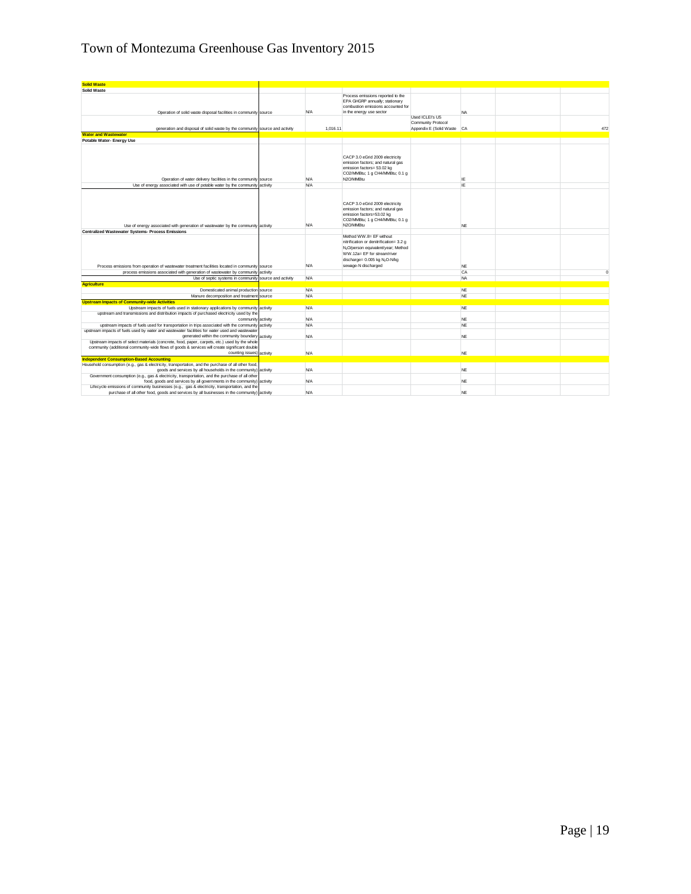# Town of Montezuma Greenhouse Gas Inventory 2015

| | | | | | | | |
|---|---|---|---|---|---|---|---|
| **Solid Waste** | | | | | | | |
| **Solid Waste** | | | | | | | |
| Operation of solid waste disposal facilities in community | source | N/A | Process emissions reported to the EPA GHGRP annually; stationary combustion emissions accounted for in the energy use sector | | NA | | |
| generation and disposal of solid waste by the community | source and activity | 1,016.11 | | Used ICLEI's US Community Protocol Appendix E (Solid Waste | CA | | 472 |
| **Water and Wastewater** | | | | | | | |
| **Potable Water- Energy Use** | | | | | | | |
| Operation of water delivery facilities in the community | source | N/A | CACP 3.0 eGrid 2009 electricity emission factors; and natural gas emission factors= 53.02 kg CO2/MMBtu; 1 g CH4/MMBtu; 0.1 g N2O/MMBtu | | IE | | |
| Use of energy associated with use of potable water by the community | activity | N/A | | | IE | | |
| Use of energy associated with generation of wastewater by the community | activity | N/A | CACP 3.0 eGrid 2009 electricity emission factors; and natural gas emission factors=53.02 kg CO2/MMBtu; 1 g CH4/MMBtu; 0.1 g N2O/MMBtu | | NE | | |
| **Centralized Wastewater Systems- Process Emissions** | | | | | | | |
| Process emissions from operation of wastewater treatment facilities located in community | source | N/A | Method WW.8= EF without nitrification or denitrification= 3.2 g $N_2O$/person equivalent/year; Method WW.12a= EF for stream/river discharge= 0.005 kg $N_2O$-N/kg sewage-N discharged | | NE | | |
| process emissions associated with generation of wastewater by community | activity | | | | CA | | 0 |
| Use of septic systems in community | source and activity | N/A | | | NA | | |
| **Agriculture** | | | | | | | |
| Domesticated animal production | source | N/A | | | NE | | |
| Manure decomposition and treatment | source | N/A | | | NE | | |
| **Upstream Impacts of Community-wide Activities** | | | | | | | |
| Upstream impacts of fuels used in stationary applications by community | activity | N/A | | | NE | | |
| upstream and transmissions and distribution impacts of purchased electricity used by the community | activity | N/A | | | NE | | |
| upstream impacts of fuels used for transportation in trips associated with the community | activity | N/A | | | NE | | |
| upstream impacts of fuels used by water and wastewater facilities for water used and wastewater generated within the community boundary | activity | N/A | | | NE | | |
| Upstream impacts of select materials (concrete, food, paper, carpets, etc.) used by the whole community (additional community-wide flows of goods & services will create significant double counting issues) | activity | N/A | | | NE | | |
| **Independent Consumption-Based Accounting** | | | | | | | |
| Household consumption (e.g., gas & electricity, transportation, and the purchase of all other food, goods and services by all households in the community) | activity | N/A | | | NE | | |
| Government consumption (e.g., gas & electricity, transportation, and the purchase of all other food, goods and services by all governments in the community) | activity | N/A | | | NE | | |
| Lifecycle emissions of community businesses (e.g., gas & electricity, transportation, and the purchase of all other food, goods and services by all businesses in the community) | activity | N/A | | | NE | | |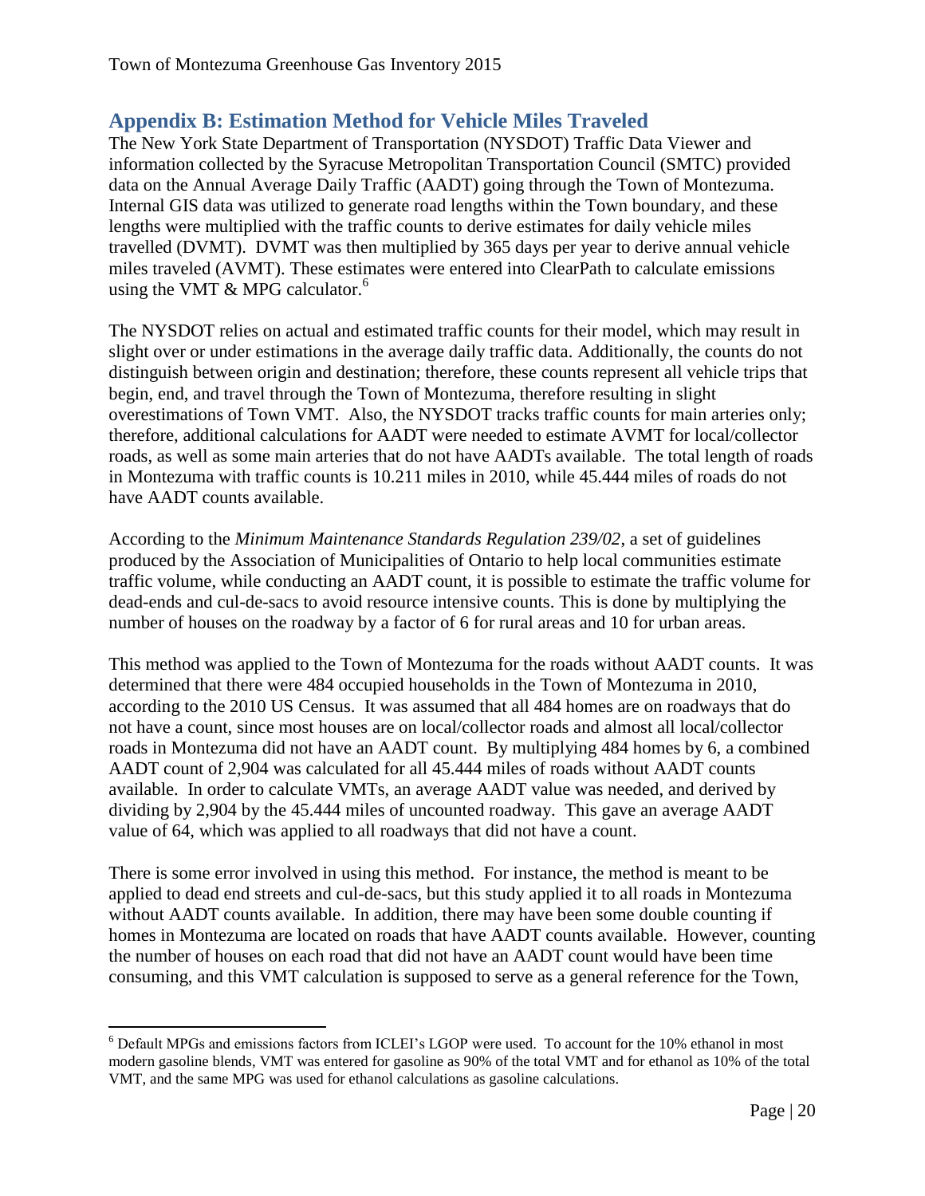## Appendix B: Estimation Method for Vehicle Miles Traveled

The New York State Department of Transportation (NYSDOT) Traffic Data Viewer and information collected by the Syracuse Metropolitan Transportation Council (SMTC) provided data on the Annual Average Daily Traffic (AADT) going through the Town of Montezuma. Internal GIS data was utilized to generate road lengths within the Town boundary, and these lengths were multiplied with the traffic counts to derive estimates for daily vehicle miles travelled (DVMT). DVMT was then multiplied by 365 days per year to derive annual vehicle miles traveled (AVMT). These estimates were entered into ClearPath to calculate emissions using the VMT & MPG calculator.[6]

The NYSDOT relies on actual and estimated traffic counts for their model, which may result in slight over or under estimations in the average daily traffic data. Additionally, the counts do not distinguish between origin and destination; therefore, these counts represent all vehicle trips that begin, end, and travel through the Town of Montezuma, therefore resulting in slight overestimations of Town VMT. Also, the NYSDOT tracks traffic counts for main arteries only; therefore, additional calculations for AADT were needed to estimate AVMT for local/collector roads, as well as some main arteries that do not have AADTs available. The total length of roads in Montezuma with traffic counts is 10.211 miles in 2010, while 45.444 miles of roads do not have AADT counts available.

According to the *Minimum Maintenance Standards Regulation 239/02*, a set of guidelines produced by the Association of Municipalities of Ontario to help local communities estimate traffic volume, while conducting an AADT count, it is possible to estimate the traffic volume for dead-ends and cul-de-sacs to avoid resource intensive counts. This is done by multiplying the number of houses on the roadway by a factor of 6 for rural areas and 10 for urban areas.

This method was applied to the Town of Montezuma for the roads without AADT counts. It was determined that there were 484 occupied households in the Town of Montezuma in 2010, according to the 2010 US Census. It was assumed that all 484 homes are on roadways that do not have a count, since most houses are on local/collector roads and almost all local/collector roads in Montezuma did not have an AADT count. By multiplying 484 homes by 6, a combined AADT count of 2,904 was calculated for all 45.444 miles of roads without AADT counts available. In order to calculate VMTs, an average AADT value was needed, and derived by dividing by 2,904 by the 45.444 miles of uncounted roadway. This gave an average AADT value of 64, which was applied to all roadways that did not have a count.

There is some error involved in using this method. For instance, the method is meant to be applied to dead end streets and cul-de-sacs, but this study applied it to all roads in Montezuma without AADT counts available. In addition, there may have been some double counting if homes in Montezuma are located on roads that have AADT counts available. However, counting the number of houses on each road that did not have an AADT count would have been time consuming, and this VMT calculation is supposed to serve as a general reference for the Town,

---

[6] Default MPGs and emissions factors from ICLEI's LGOP were used. To account for the 10% ethanol in most modern gasoline blends, VMT was entered for gasoline as 90% of the total VMT and for ethanol as 10% of the total VMT, and the same MPG was used for ethanol calculations as gasoline calculations.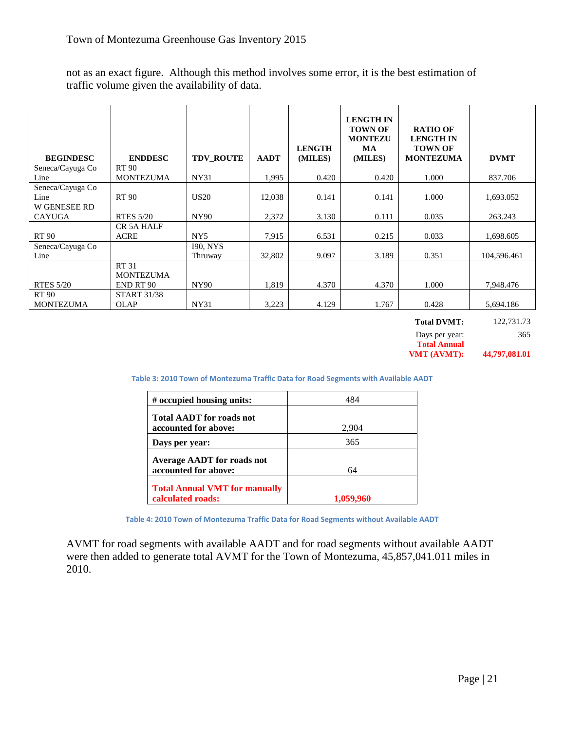not as an exact figure. Although this method involves some error, it is the best estimation of traffic volume given the availability of data.

| BEGINDESC | ENDDESC | TDV_ROUTE | AADT | LENGTH (MILES) | LENGTH IN TOWN OF MONTEZUMA (MILES) | RATIO OF LENGTH IN TOWN OF MONTEZUMA | DVMT |
|---|---|---|---|---|---|---|---|
| Seneca/Cayuga Co Line | RT 90 MONTEZUMA | NY31 | 1,995 | 0.420 | 0.420 | 1.000 | 837.706 |
| Seneca/Cayuga Co Line | RT 90 | US20 | 12,038 | 0.141 | 0.141 | 1.000 | 1,693.052 |
| W GENESEE RD CAYUGA | RTES 5/20 | NY90 | 2,372 | 3.130 | 0.111 | 0.035 | 263.243 |
| RT 90 | CR 5A HALF ACRE | NY5 | 7,915 | 6.531 | 0.215 | 0.033 | 1,698.605 |
| Seneca/Cayuga Co Line | | I90, NYS Thruway | 32,802 | 9.097 | 3.189 | 0.351 | 104,596.461 |
| RTES 5/20 | RT 31 MONTEZUMA END RT 90 | NY90 | 1,819 | 4.370 | 4.370 | 1.000 | 7,948.476 |
| RT 90 MONTEZUMA | START 31/38 OLAP | NY31 | 3,223 | 4.129 | 1.767 | 0.428 | 5,694.186 |
| | | | | | | **Total DVMT:** | 122,731.73 |
| | | | | | | Days per year: | 365 |
| | | | | | | **Total Annual VMT (AVMT):** | **44,797,081.01** |

Table 3: 2010 Town of Montezuma Traffic Data for Road Segments with Available AADT

| | |
|---|---|
| **# occupied housing units:** | 484 |
| **Total AADT for roads not accounted for above:** | 2,904 |
| **Days per year:** | 365 |
| **Average AADT for roads not accounted for above:** | 64 |
| **Total Annual VMT for manually calculated roads:** | **1,059,960** |

Table 4: 2010 Town of Montezuma Traffic Data for Road Segments without Available AADT

AVMT for road segments with available AADT and for road segments without available AADT were then added to generate total AVMT for the Town of Montezuma, 45,857,041.011 miles in 2010.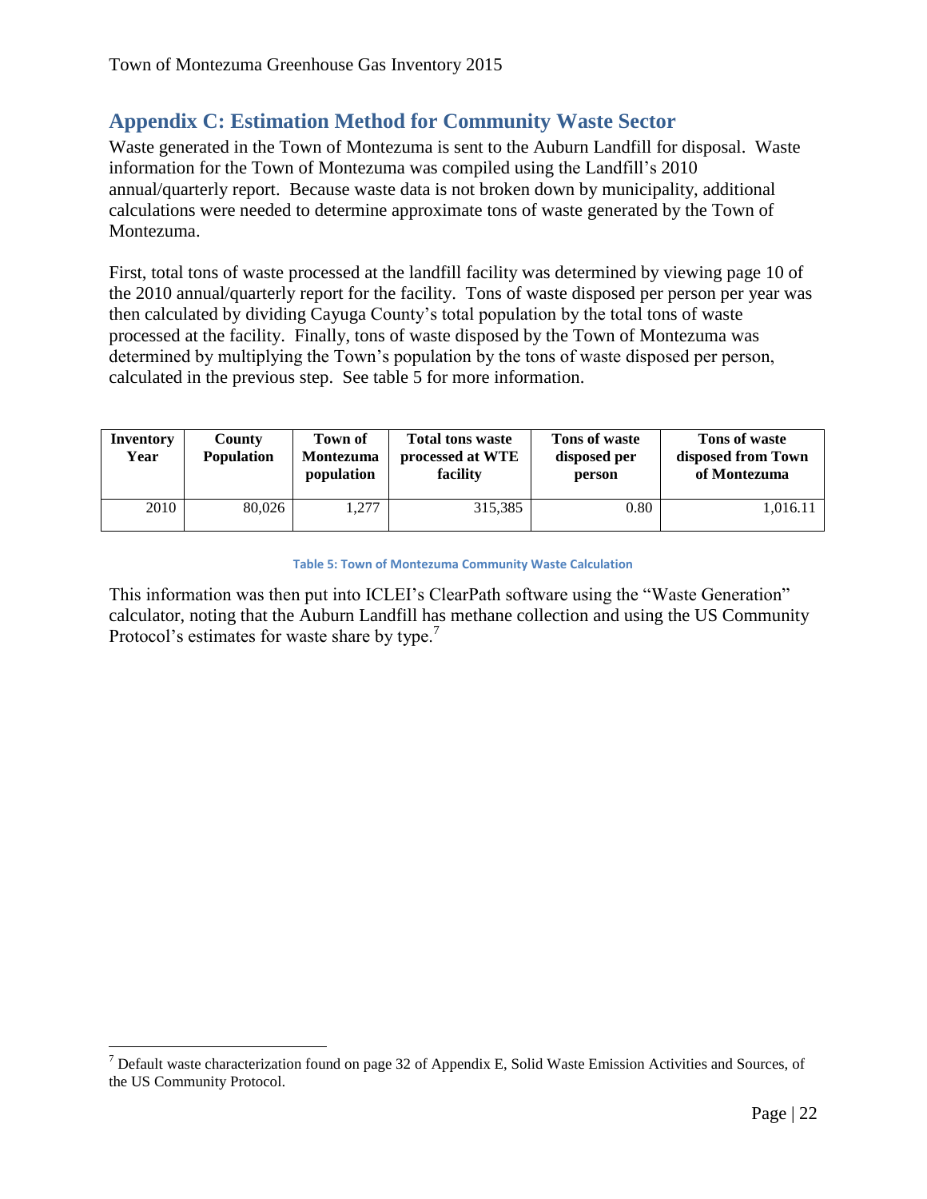## Appendix C: Estimation Method for Community Waste Sector

Waste generated in the Town of Montezuma is sent to the Auburn Landfill for disposal. Waste information for the Town of Montezuma was compiled using the Landfill's 2010 annual/quarterly report. Because waste data is not broken down by municipality, additional calculations were needed to determine approximate tons of waste generated by the Town of Montezuma.

First, total tons of waste processed at the landfill facility was determined by viewing page 10 of the 2010 annual/quarterly report for the facility. Tons of waste disposed per person per year was then calculated by dividing Cayuga County's total population by the total tons of waste processed at the facility. Finally, tons of waste disposed by the Town of Montezuma was determined by multiplying the Town's population by the tons of waste disposed per person, calculated in the previous step. See table 5 for more information.

| Inventory Year | County Population | Town of Montezuma population | Total tons waste processed at WTE facility | Tons of waste disposed per person | Tons of waste disposed from Town of Montezuma |
|---|---|---|---|---|---|
| 2010 | 80,026 | 1,277 | 315,385 | 0.80 | 1,016.11 |

Table 5: Town of Montezuma Community Waste Calculation

This information was then put into ICLEI's ClearPath software using the "Waste Generation" calculator, noting that the Auburn Landfill has methane collection and using the US Community Protocol's estimates for waste share by type.[7]

[7] Default waste characterization found on page 32 of Appendix E, Solid Waste Emission Activities and Sources, of the US Community Protocol.